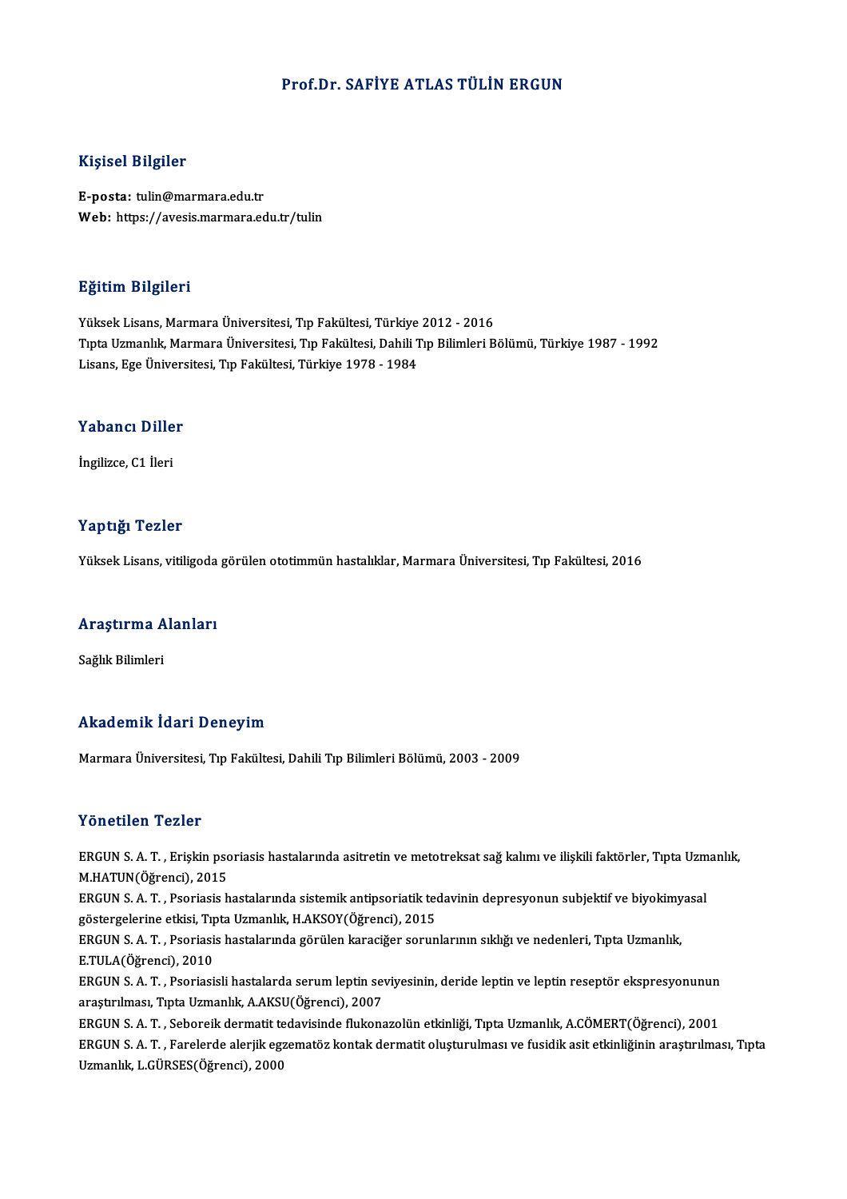# Prof.Dr. SAFİYE ATLAS TÜLİN ERGUN

## Kişisel Bilgiler

**E-posta:** tulin@marmara.edu.tr
**Web:** https://avesis.marmara.edu.tr/tulin

## Eğitim Bilgileri

Yüksek Lisans, Marmara Üniversitesi, Tıp Fakültesi, Türkiye 2012 - 2016
Tıpta Uzmanlık, Marmara Üniversitesi, Tıp Fakültesi, Dahili Tıp Bilimleri Bölümü, Türkiye 1987 - 1992
Lisans, Ege Üniversitesi, Tıp Fakültesi, Türkiye 1978 - 1984

## Yabancı Diller

İngilizce, C1 İleri

## Yaptığı Tezler

Yüksek Lisans, vitiligoda görülen ototimmün hastalıklar, Marmara Üniversitesi, Tıp Fakültesi, 2016

## Araştırma Alanları

Sağlık Bilimleri

## Akademik İdari Deneyim

Marmara Üniversitesi, Tıp Fakültesi, Dahili Tıp Bilimleri Bölümü, 2003 - 2009

## Yönetilen Tezler

ERGUN S. A. T. , Erişkin psoriasis hastalarında asitretin ve metotreksat sağ kalımı ve ilişkili faktörler, Tıpta Uzmanlık, M.HATUN(Öğrenci), 2015

ERGUN S. A. T. , Psoriasis hastalarında sistemik antipsoriatik tedavinin depresyonun subjektif ve biyokimyasal göstergelerine etkisi, Tıpta Uzmanlık, H.AKSOY(Öğrenci), 2015

ERGUN S. A. T. , Psoriasis hastalarında görülen karaciğer sorunlarının sıklığı ve nedenleri, Tıpta Uzmanlık, E.TULA(Öğrenci), 2010

ERGUN S. A. T. , Psoriasisli hastalarda serum leptin seviyesinin, deride leptin ve leptin reseptör ekspresyonunun araştırılması, Tıpta Uzmanlık, A.AKSU(Öğrenci), 2007

ERGUN S. A. T. , Seboreik dermatit tedavisinde flukonazolün etkinliği, Tıpta Uzmanlık, A.CÖMERT(Öğrenci), 2001

ERGUN S. A. T. , Farelerde alerjik egzematöz kontak dermatit oluşturulması ve fusidik asit etkinliğinin araştırılması, Tıpta Uzmanlık, L.GÜRSES(Öğrenci), 2000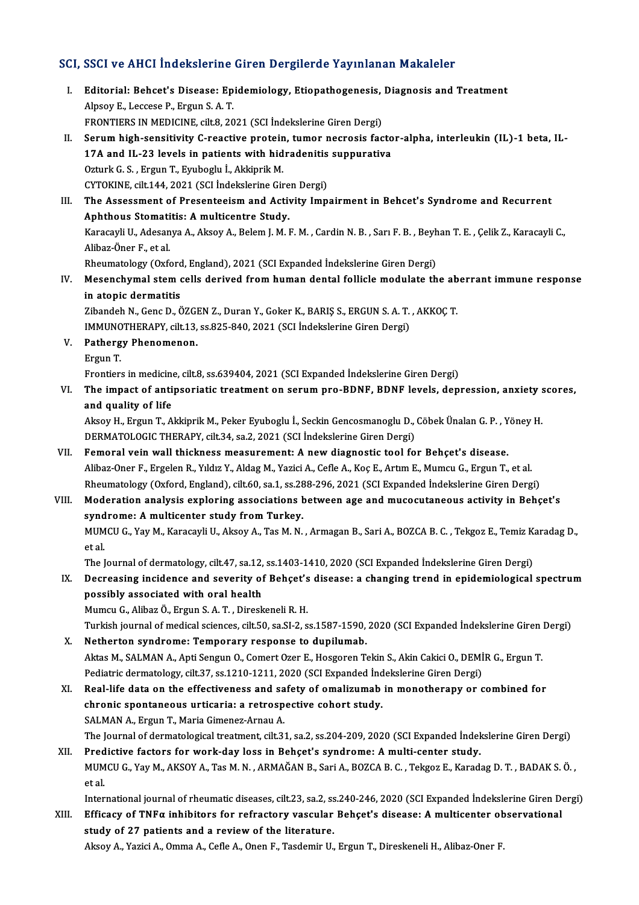## SCI, SSCI ve AHCI İndekslerine Giren Dergilerde Yayınlanan Makaleler

I. **Editorial: Behcet's Disease: Epidemiology, Etiopathogenesis, Diagnosis and Treatment**
Alpsoy E., Leccese P., Ergun S. A. T.
FRONTIERS IN MEDICINE, cilt.8, 2021 (SCI İndekslerine Giren Dergi)

II. **Serum high-sensitivity C-reactive protein, tumor necrosis factor-alpha, interleukin (IL)-1 beta, IL-17A and IL-23 levels in patients with hidradenitis suppurativa**
Ozturk G. S. , Ergun T., Eyuboglu İ., Akkiprik M.
CYTOKINE, cilt.144, 2021 (SCI İndekslerine Giren Dergi)

III. **The Assessment of Presenteeism and Activity Impairment in Behcet's Syndrome and Recurrent Aphthous Stomatitis: A multicentre Study.**
Karacayli U., Adesanya A., Aksoy A., Belem J. M. F. M. , Cardin N. B. , Sarı F. B. , Beyhan T. E. , Çelik Z., Karacayli C., Alibaz-Öner F., et al.
Rheumatology (Oxford, England), 2021 (SCI Expanded İndekslerine Giren Dergi)

IV. **Mesenchymal stem cells derived from human dental follicle modulate the aberrant immune response in atopic dermatitis**
Zibandeh N., Genc D., ÖZGEN Z., Duran Y., Goker K., BARIŞ S., ERGUN S. A. T. , AKKOÇ T.
IMMUNOTHERAPY, cilt.13, ss.825-840, 2021 (SCI İndekslerine Giren Dergi)

V. **Pathergy Phenomenon.**
Ergun T.
Frontiers in medicine, cilt.8, ss.639404, 2021 (SCI Expanded İndekslerine Giren Dergi)

VI. **The impact of antipsoriatic treatment on serum pro-BDNF, BDNF levels, depression, anxiety scores, and quality of life**
Aksoy H., Ergun T., Akkiprik M., Peker Eyuboglu İ., Seckin Gencosmanoglu D., Cöbek Ünalan G. P. , Yöney H.
DERMATOLOGIC THERAPY, cilt.34, sa.2, 2021 (SCI İndekslerine Giren Dergi)

VII. **Femoral vein wall thickness measurement: A new diagnostic tool for Behçet's disease.**
Alibaz-Oner F., Ergelen R., Yıldız Y., Aldag M., Yazici A., Cefle A., Koç E., Artım E., Mumcu G., Ergun T., et al.
Rheumatology (Oxford, England), cilt.60, sa.1, ss.288-296, 2021 (SCI Expanded İndekslerine Giren Dergi)

VIII. **Moderation analysis exploring associations between age and mucocutaneous activity in Behçet's syndrome: A multicenter study from Turkey.**
MUMCU G., Yay M., Karacayli U., Aksoy A., Tas M. N. , Armagan B., Sari A., BOZCA B. C. , Tekgoz E., Temiz Karadag D., et al.
The Journal of dermatology, cilt.47, sa.12, ss.1403-1410, 2020 (SCI Expanded İndekslerine Giren Dergi)

IX. **Decreasing incidence and severity of Behçet's disease: a changing trend in epidemiological spectrum possibly associated with oral health**
Mumcu G., Alibaz Ö., Ergun S. A. T. , Direskeneli R. H.
Turkish journal of medical sciences, cilt.50, sa.SI-2, ss.1587-1590, 2020 (SCI Expanded İndekslerine Giren Dergi)

X. **Netherton syndrome: Temporary response to dupilumab.**
Aktas M., SALMAN A., Apti Sengun O., Comert Ozer E., Hosgoren Tekin S., Akin Cakici O., DEMİR G., Ergun T.
Pediatric dermatology, cilt.37, ss.1210-1211, 2020 (SCI Expanded İndekslerine Giren Dergi)

XI. **Real-life data on the effectiveness and safety of omalizumab in monotherapy or combined for chronic spontaneous urticaria: a retrospective cohort study.**
SALMAN A., Ergun T., Maria Gimenez-Arnau A.
The Journal of dermatological treatment, cilt.31, sa.2, ss.204-209, 2020 (SCI Expanded İndekslerine Giren Dergi)

XII. **Predictive factors for work-day loss in Behçet's syndrome: A multi-center study.**
MUMCU G., Yay M., AKSOY A., Tas M. N. , ARMAĞAN B., Sari A., BOZCA B. C. , Tekgoz E., Karadag D. T. , BADAK S. Ö. , et al.
International journal of rheumatic diseases, cilt.23, sa.2, ss.240-246, 2020 (SCI Expanded İndekslerine Giren Dergi)

XIII. **Efficacy of TNFα inhibitors for refractory vascular Behçet's disease: A multicenter observational study of 27 patients and a review of the literature.**
Aksoy A., Yazici A., Omma A., Cefle A., Onen F., Tasdemir U., Ergun T., Direskeneli H., Alibaz-Oner F.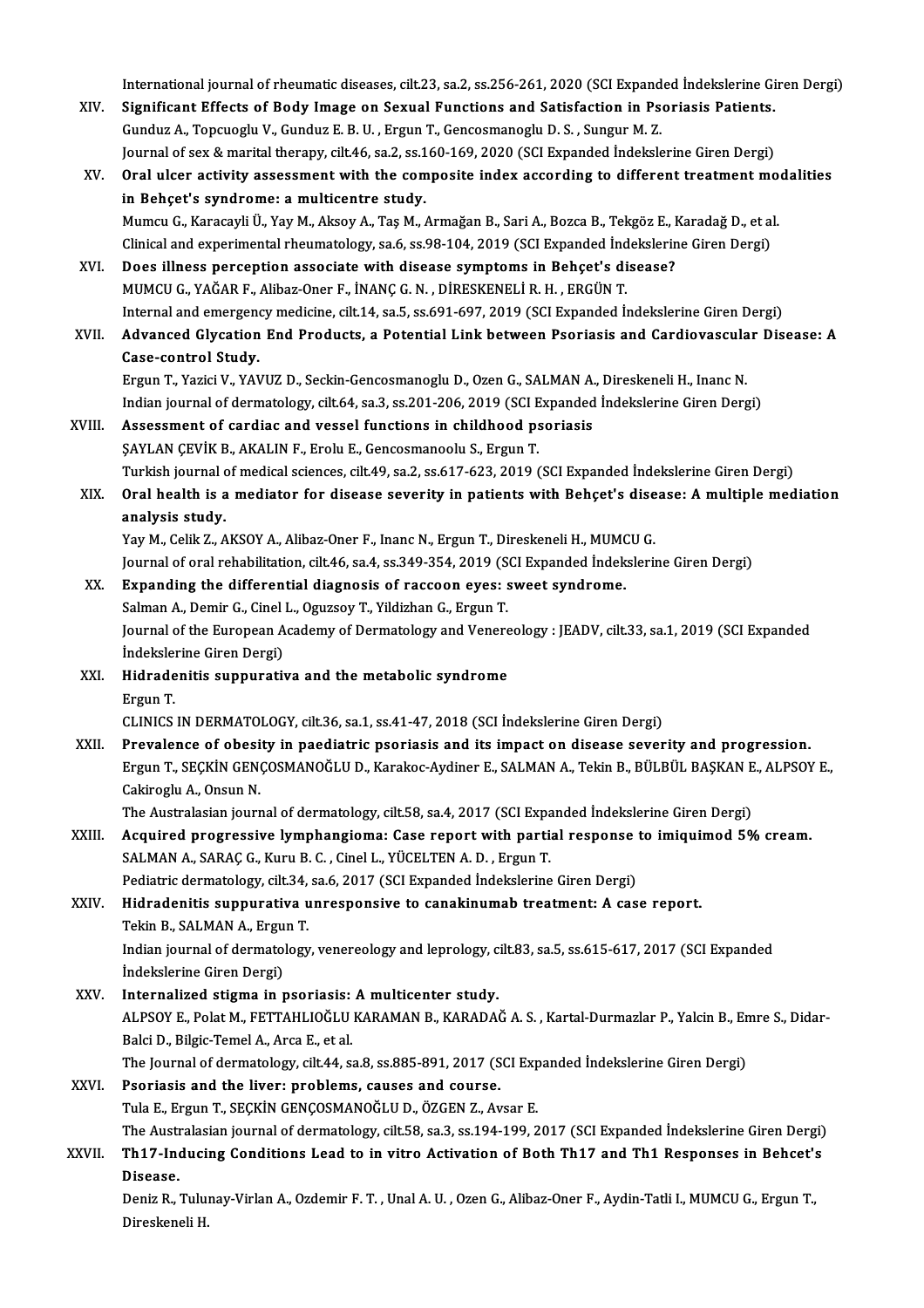International journal of rheumatic diseases, cilt.23, sa.2, ss.256-261, 2020 (SCI Expanded İndekslerine Giren Dergi)

XIV. **Significant Effects of Body Image on Sexual Functions and Satisfaction in Psoriasis Patients.**
Gunduz A., Topcuoglu V., Gunduz E. B. U. , Ergun T., Gencosmanoglu D. S. , Sungur M. Z.
Journal of sex & marital therapy, cilt.46, sa.2, ss.160-169, 2020 (SCI Expanded İndekslerine Giren Dergi)

XV. **Oral ulcer activity assessment with the composite index according to different treatment modalities in Behçet's syndrome: a multicentre study.**
Mumcu G., Karacayli Ü., Yay M., Aksoy A., Taş M., Armağan B., Sari A., Bozca B., Tekgöz E., Karadağ D., et al.
Clinical and experimental rheumatology, sa.6, ss.98-104, 2019 (SCI Expanded İndekslerine Giren Dergi)

XVI. **Does illness perception associate with disease symptoms in Behçet's disease?**
MUMCU G., YAĞAR F., Alibaz-Oner F., İNANÇ G. N. , DİRESKENELİ R. H. , ERGÜN T.
Internal and emergency medicine, cilt.14, sa.5, ss.691-697, 2019 (SCI Expanded İndekslerine Giren Dergi)

XVII. **Advanced Glycation End Products, a Potential Link between Psoriasis and Cardiovascular Disease: A Case-control Study.**
Ergun T., Yazici V., YAVUZ D., Seckin-Gencosmanoglu D., Ozen G., SALMAN A., Direskeneli H., Inanc N.
Indian journal of dermatology, cilt.64, sa.3, ss.201-206, 2019 (SCI Expanded İndekslerine Giren Dergi)

XVIII. **Assessment of cardiac and vessel functions in childhood psoriasis**
ŞAYLAN ÇEVİK B., AKALIN F., Erolu E., Gencosmanoolu S., Ergun T.
Turkish journal of medical sciences, cilt.49, sa.2, ss.617-623, 2019 (SCI Expanded İndekslerine Giren Dergi)

XIX. **Oral health is a mediator for disease severity in patients with Behçet's disease: A multiple mediation analysis study.**
Yay M., Celik Z., AKSOY A., Alibaz-Oner F., Inanc N., Ergun T., Direskeneli H., MUMCU G.
Journal of oral rehabilitation, cilt.46, sa.4, ss.349-354, 2019 (SCI Expanded İndekslerine Giren Dergi)

XX. **Expanding the differential diagnosis of raccoon eyes: sweet syndrome.**
Salman A., Demir G., Cinel L., Oguzsoy T., Yildizhan G., Ergun T.
Journal of the European Academy of Dermatology and Venereology : JEADV, cilt.33, sa.1, 2019 (SCI Expanded İndekslerine Giren Dergi)

XXI. **Hidradenitis suppurativa and the metabolic syndrome**
Ergun T.
CLINICS IN DERMATOLOGY, cilt.36, sa.1, ss.41-47, 2018 (SCI İndekslerine Giren Dergi)

XXII. **Prevalence of obesity in paediatric psoriasis and its impact on disease severity and progression.**
Ergun T., SEÇKİN GENÇOSMANOĞLU D., Karakoc-Aydiner E., SALMAN A., Tekin B., BÜLBÜL BAŞKAN E., ALPSOY E., Cakiroglu A., Onsun N.
The Australasian journal of dermatology, cilt.58, sa.4, 2017 (SCI Expanded İndekslerine Giren Dergi)

XXIII. **Acquired progressive lymphangioma: Case report with partial response to imiquimod 5% cream.**
SALMAN A., SARAÇ G., Kuru B. C. , Cinel L., YÜCELTEN A. D. , Ergun T.
Pediatric dermatology, cilt.34, sa.6, 2017 (SCI Expanded İndekslerine Giren Dergi)

XXIV. **Hidradenitis suppurativa unresponsive to canakinumab treatment: A case report.**
Tekin B., SALMAN A., Ergun T.
Indian journal of dermatology, venereology and leprology, cilt.83, sa.5, ss.615-617, 2017 (SCI Expanded İndekslerine Giren Dergi)

XXV. **Internalized stigma in psoriasis: A multicenter study.**
ALPSOY E., Polat M., FETTAHLIOĞLU KARAMAN B., KARADAĞ A. S. , Kartal-Durmazlar P., Yalcin B., Emre S., Didar-Balci D., Bilgic-Temel A., Arca E., et al.
The Journal of dermatology, cilt.44, sa.8, ss.885-891, 2017 (SCI Expanded İndekslerine Giren Dergi)

XXVI. **Psoriasis and the liver: problems, causes and course.**
Tula E., Ergun T., SEÇKİN GENÇOSMANOĞLU D., ÖZGEN Z., Avsar E.
The Australasian journal of dermatology, cilt.58, sa.3, ss.194-199, 2017 (SCI Expanded İndekslerine Giren Dergi)

XXVII. **Th17-Inducing Conditions Lead to in vitro Activation of Both Th17 and Th1 Responses in Behcet's Disease.**
Deniz R., Tulunay-Virlan A., Ozdemir F. T. , Unal A. U. , Ozen G., Alibaz-Oner F., Aydin-Tatli I., MUMCU G., Ergun T., Direskeneli H.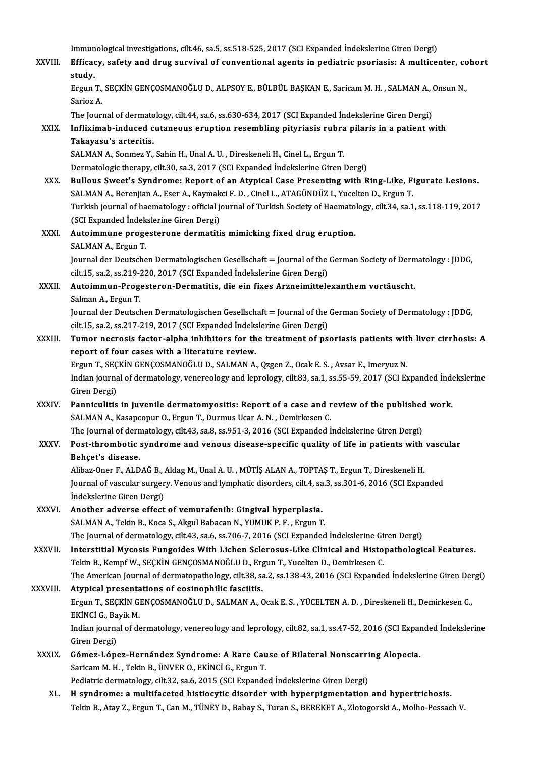Immunological investigations, cilt.46, sa.5, ss.518-525, 2017 (SCI Expanded İndekslerine Giren Dergi)

XXVIII. **Efficacy, safety and drug survival of conventional agents in pediatric psoriasis: A multicenter, cohort study.**
Ergun T., SEÇKİN GENÇOSMANOĞLU D., ALPSOY E., BÜLBÜL BAŞKAN E., Saricam M. H. , SALMAN A., Onsun N., Sarioz A.
The Journal of dermatology, cilt.44, sa.6, ss.630-634, 2017 (SCI Expanded İndekslerine Giren Dergi)

XXIX. **Infliximab-induced cutaneous eruption resembling pityriasis rubra pilaris in a patient with Takayasu's arteritis.**
SALMAN A., Sonmez Y., Sahin H., Unal A. U. , Direskeneli H., Cinel L., Ergun T.
Dermatologic therapy, cilt.30, sa.3, 2017 (SCI Expanded İndekslerine Giren Dergi)

XXX. **Bullous Sweet's Syndrome: Report of an Atypical Case Presenting with Ring-Like, Figurate Lesions.**
SALMAN A., Berenjian A., Eser A., Kaymakci F. D. , Cinel L., ATAGÜNDÜZ I., Yucelten D., Ergun T.
Turkish journal of haematology : official journal of Turkish Society of Haematology, cilt.34, sa.1, ss.118-119, 2017 (SCI Expanded İndekslerine Giren Dergi)

XXXI. **Autoimmune progesterone dermatitis mimicking fixed drug eruption.**
SALMAN A., Ergun T.
Journal der Deutschen Dermatologischen Gesellschaft = Journal of the German Society of Dermatology : JDDG, cilt.15, sa.2, ss.219-220, 2017 (SCI Expanded İndekslerine Giren Dergi)

XXXII. **Autoimmun-Progesteron-Dermatitis, die ein fixes Arzneimittelexanthem vortäuscht.**
Salman A., Ergun T.
Journal der Deutschen Dermatologischen Gesellschaft = Journal of the German Society of Dermatology : JDDG, cilt.15, sa.2, ss.217-219, 2017 (SCI Expanded İndekslerine Giren Dergi)

XXXIII. **Tumor necrosis factor-alpha inhibitors for the treatment of psoriasis patients with liver cirrhosis: A report of four cases with a literature review.**
Ergun T., SEÇKİN GENÇOSMANOĞLU D., SALMAN A., Qzgen Z., Ocak E. S. , Avsar E., Imeryuz N.
Indian journal of dermatology, venereology and leprology, cilt.83, sa.1, ss.55-59, 2017 (SCI Expanded İndekslerine Giren Dergi)

XXXIV. **Panniculitis in juvenile dermatomyositis: Report of a case and review of the published work.**
SALMAN A., Kasapcopur O., Ergun T., Durmus Ucar A. N. , Demirkesen C.
The Journal of dermatology, cilt.43, sa.8, ss.951-3, 2016 (SCI Expanded İndekslerine Giren Dergi)

XXXV. **Post-thrombotic syndrome and venous disease-specific quality of life in patients with vascular Behçet's disease.**
Alibaz-Oner F., ALDAĞ B., Aldag M., Unal A. U. , MÜTİŞ ALAN A., TOPTAŞ T., Ergun T., Direskeneli H.
Journal of vascular surgery. Venous and lymphatic disorders, cilt.4, sa.3, ss.301-6, 2016 (SCI Expanded İndekslerine Giren Dergi)

XXXVI. **Another adverse effect of vemurafenib: Gingival hyperplasia.**
SALMAN A., Tekin B., Koca S., Akgul Babacan N., YUMUK P. F. , Ergun T.
The Journal of dermatology, cilt.43, sa.6, ss.706-7, 2016 (SCI Expanded İndekslerine Giren Dergi)

XXXVII. **Interstitial Mycosis Fungoides With Lichen Sclerosus-Like Clinical and Histopathological Features.**
Tekin B., Kempf W., SEÇKİN GENÇOSMANOĞLU D., Ergun T., Yucelten D., Demirkesen C.
The American Journal of dermatopathology, cilt.38, sa.2, ss.138-43, 2016 (SCI Expanded İndekslerine Giren Dergi)

XXXVIII. **Atypical presentations of eosinophilic fasciitis.**
Ergun T., SEÇKİN GENÇOSMANOĞLU D., SALMAN A., Ocak E. S. , YÜCELTEN A. D. , Direskeneli H., Demirkesen C., EKİNCİ G., Bayik M.
Indian journal of dermatology, venereology and leprology, cilt.82, sa.1, ss.47-52, 2016 (SCI Expanded İndekslerine Giren Dergi)

XXXIX. **Gómez-López-Hernández Syndrome: A Rare Cause of Bilateral Nonscarring Alopecia.**
Saricam M. H. , Tekin B., ÜNVER O., EKİNCİ G., Ergun T.
Pediatric dermatology, cilt.32, sa.6, 2015 (SCI Expanded İndekslerine Giren Dergi)

XL. **H syndrome: a multifaceted histiocytic disorder with hyperpigmentation and hypertrichosis.**
Tekin B., Atay Z., Ergun T., Can M., TÜNEY D., Babay S., Turan S., BEREKET A., Zlotogorski A., Molho-Pessach V.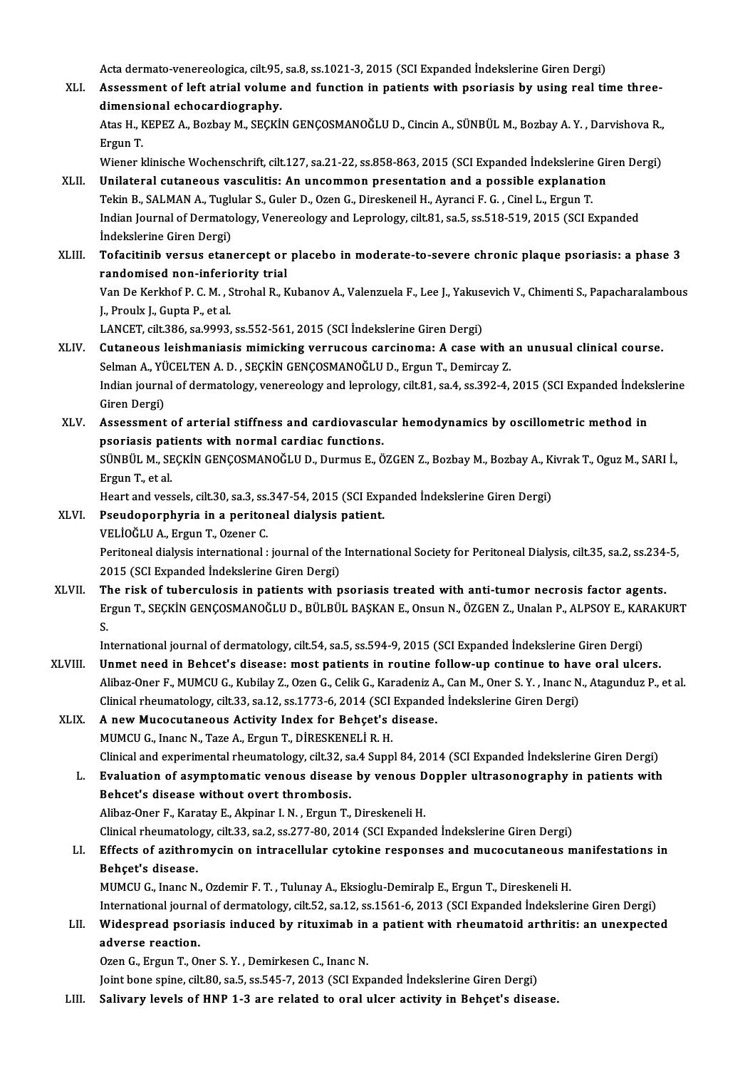Acta dermato-venereologica, cilt.95, sa.8, ss.1021-3, 2015 (SCI Expanded İndekslerine Giren Dergi)

XLI. **Assessment of left atrial volume and function in patients with psoriasis by using real time three-dimensional echocardiography.**
Atas H., KEPEZ A., Bozbay M., SEÇKİN GENÇOSMANOĞLU D., Cincin A., SÜNBÜL M., Bozbay A. Y. , Darvishova R., Ergun T.
Wiener klinische Wochenschrift, cilt.127, sa.21-22, ss.858-863, 2015 (SCI Expanded İndekslerine Giren Dergi)

XLII. **Unilateral cutaneous vasculitis: An uncommon presentation and a possible explanation**
Tekin B., SALMAN A., Tuglular S., Guler D., Ozen G., Direskeneil H., Ayranci F. G. , Cinel L., Ergun T.
Indian Journal of Dermatology, Venereology and Leprology, cilt.81, sa.5, ss.518-519, 2015 (SCI Expanded İndekslerine Giren Dergi)

XLIII. **Tofacitinib versus etanercept or placebo in moderate-to-severe chronic plaque psoriasis: a phase 3 randomised non-inferiority trial**
Van De Kerkhof P. C. M. , Strohal R., Kubanov A., Valenzuela F., Lee J., Yakusevich V., Chimenti S., Papacharalambous J., Proulx J., Gupta P., et al.
LANCET, cilt.386, sa.9993, ss.552-561, 2015 (SCI İndekslerine Giren Dergi)

XLIV. **Cutaneous leishmaniasis mimicking verrucous carcinoma: A case with an unusual clinical course.**
Selman A., YÜCELTEN A. D. , SEÇKİN GENÇOSMANOĞLU D., Ergun T., Demircay Z.
Indian journal of dermatology, venereology and leprology, cilt.81, sa.4, ss.392-4, 2015 (SCI Expanded İndekslerine Giren Dergi)

XLV. **Assessment of arterial stiffness and cardiovascular hemodynamics by oscillometric method in psoriasis patients with normal cardiac functions.**
SÜNBÜL M., SEÇKİN GENÇOSMANOĞLU D., Durmus E., ÖZGEN Z., Bozbay M., Bozbay A., Kivrak T., Oguz M., SARI İ., Ergun T., et al.
Heart and vessels, cilt.30, sa.3, ss.347-54, 2015 (SCI Expanded İndekslerine Giren Dergi)

XLVI. **Pseudoporphyria in a peritoneal dialysis patient.**
VELİOĞLU A., Ergun T., Ozener C.
Peritoneal dialysis international : journal of the International Society for Peritoneal Dialysis, cilt.35, sa.2, ss.234-5, 2015 (SCI Expanded İndekslerine Giren Dergi)

XLVII. **The risk of tuberculosis in patients with psoriasis treated with anti-tumor necrosis factor agents.**
Ergun T., SEÇKİN GENÇOSMANOĞLU D., BÜLBÜL BAŞKAN E., Onsun N., ÖZGEN Z., Unalan P., ALPSOY E., KARAKURT S.
International journal of dermatology, cilt.54, sa.5, ss.594-9, 2015 (SCI Expanded İndekslerine Giren Dergi)

XLVIII. **Unmet need in Behcet's disease: most patients in routine follow-up continue to have oral ulcers.**
Alibaz-Oner F., MUMCU G., Kubilay Z., Ozen G., Celik G., Karadeniz A., Can M., Oner S. Y. , Inanc N., Atagunduz P., et al.
Clinical rheumatology, cilt.33, sa.12, ss.1773-6, 2014 (SCI Expanded İndekslerine Giren Dergi)

XLIX. **A new Mucocutaneous Activity Index for Behçet's disease.**
MUMCU G., Inanc N., Taze A., Ergun T., DİRESKENELİ R. H.
Clinical and experimental rheumatology, cilt.32, sa.4 Suppl 84, 2014 (SCI Expanded İndekslerine Giren Dergi)

L. **Evaluation of asymptomatic venous disease by venous Doppler ultrasonography in patients with Behcet's disease without overt thrombosis.**
Alibaz-Oner F., Karatay E., Akpinar I. N. , Ergun T., Direskeneli H.
Clinical rheumatology, cilt.33, sa.2, ss.277-80, 2014 (SCI Expanded İndekslerine Giren Dergi)

LI. **Effects of azithromycin on intracellular cytokine responses and mucocutaneous manifestations in Behçet's disease.**
MUMCU G., Inanc N., Ozdemir F. T. , Tulunay A., Eksioglu-Demiralp E., Ergun T., Direskeneli H.
International journal of dermatology, cilt.52, sa.12, ss.1561-6, 2013 (SCI Expanded İndekslerine Giren Dergi)

LII. **Widespread psoriasis induced by rituximab in a patient with rheumatoid arthritis: an unexpected adverse reaction.**
Ozen G., Ergun T., Oner S. Y. , Demirkesen C., Inanc N.
Joint bone spine, cilt.80, sa.5, ss.545-7, 2013 (SCI Expanded İndekslerine Giren Dergi)

LIII. **Salivary levels of HNP 1-3 are related to oral ulcer activity in Behçet's disease.**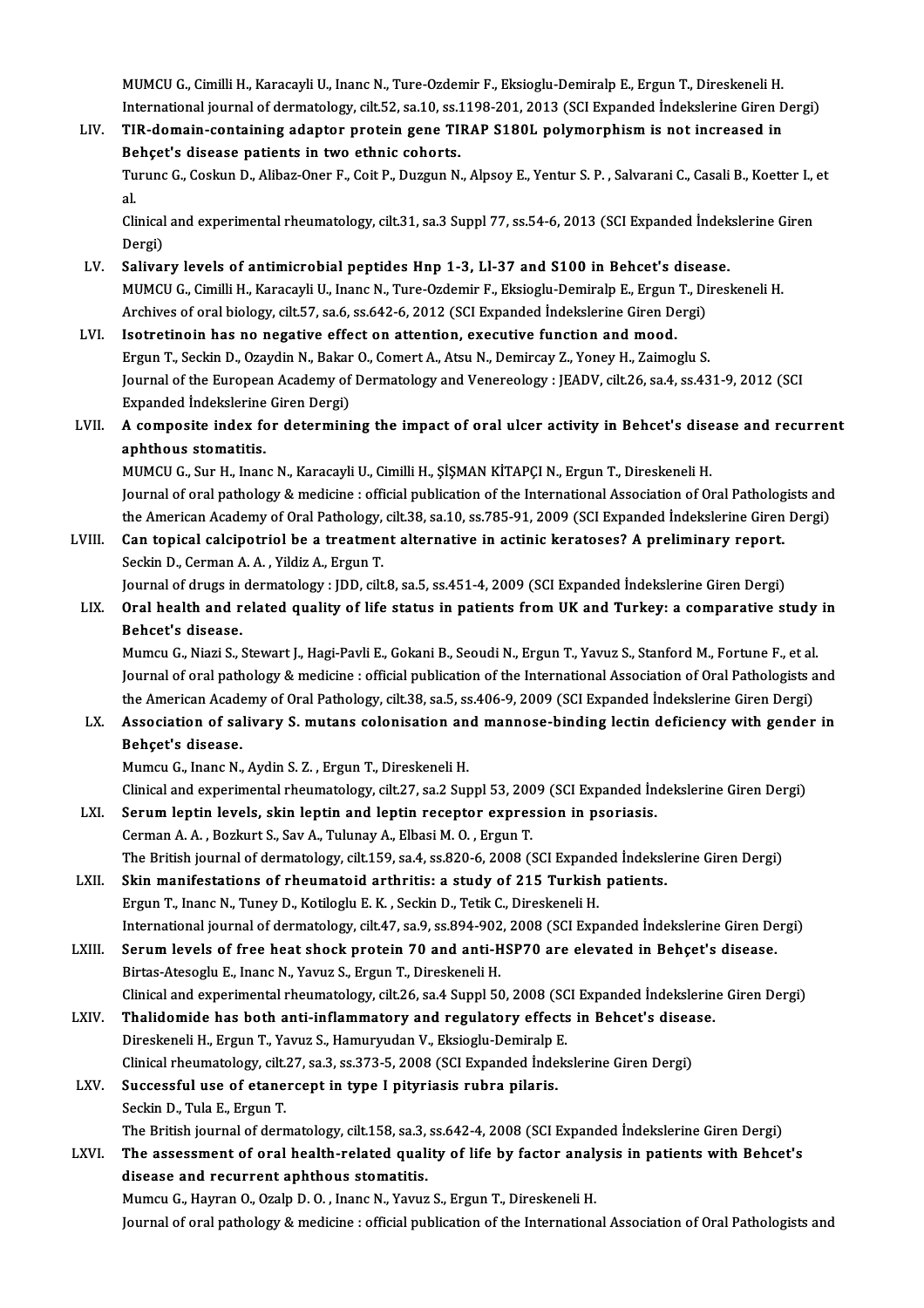MUMCU G., Cimilli H., Karacayli U., Inanc N., Ture-Ozdemir F., Eksioglu-Demiralp E., Ergun T., Direskeneli H.
International journal of dermatology, cilt.52, sa.10, ss.1198-201, 2013 (SCI Expanded İndekslerine Giren Dergi)

LIV. **TIR-domain-containing adaptor protein gene TIRAP S180L polymorphism is not increased in Behçet's disease patients in two ethnic cohorts.**
Turunc G., Coskun D., Alibaz-Oner F., Coit P., Duzgun N., Alpsoy E., Yentur S. P. , Salvarani C., Casali B., Koetter I., et al.
Clinical and experimental rheumatology, cilt.31, sa.3 Suppl 77, ss.54-6, 2013 (SCI Expanded İndekslerine Giren Dergi)

LV. **Salivary levels of antimicrobial peptides Hnp 1-3, Ll-37 and S100 in Behcet's disease.**
MUMCU G., Cimilli H., Karacayli U., Inanc N., Ture-Ozdemir F., Eksioglu-Demiralp E., Ergun T., Direskeneli H.
Archives of oral biology, cilt.57, sa.6, ss.642-6, 2012 (SCI Expanded İndekslerine Giren Dergi)

LVI. **Isotretinoin has no negative effect on attention, executive function and mood.**
Ergun T., Seckin D., Ozaydin N., Bakar O., Comert A., Atsu N., Demircay Z., Yoney H., Zaimoglu S.
Journal of the European Academy of Dermatology and Venereology : JEADV, cilt.26, sa.4, ss.431-9, 2012 (SCI Expanded İndekslerine Giren Dergi)

LVII. **A composite index for determining the impact of oral ulcer activity in Behcet's disease and recurrent aphthous stomatitis.**
MUMCU G., Sur H., Inanc N., Karacayli U., Cimilli H., ŞİŞMAN KİTAPÇI N., Ergun T., Direskeneli H.
Journal of oral pathology & medicine : official publication of the International Association of Oral Pathologists and the American Academy of Oral Pathology, cilt.38, sa.10, ss.785-91, 2009 (SCI Expanded İndekslerine Giren Dergi)

LVIII. **Can topical calcipotriol be a treatment alternative in actinic keratoses? A preliminary report.**
Seckin D., Cerman A. A. , Yildiz A., Ergun T.
Journal of drugs in dermatology : JDD, cilt.8, sa.5, ss.451-4, 2009 (SCI Expanded İndekslerine Giren Dergi)

LIX. **Oral health and related quality of life status in patients from UK and Turkey: a comparative study in Behcet's disease.**
Mumcu G., Niazi S., Stewart J., Hagi-Pavli E., Gokani B., Seoudi N., Ergun T., Yavuz S., Stanford M., Fortune F., et al.
Journal of oral pathology & medicine : official publication of the International Association of Oral Pathologists and the American Academy of Oral Pathology, cilt.38, sa.5, ss.406-9, 2009 (SCI Expanded İndekslerine Giren Dergi)

LX. **Association of salivary S. mutans colonisation and mannose-binding lectin deficiency with gender in Behçet's disease.**
Mumcu G., Inanc N., Aydin S. Z. , Ergun T., Direskeneli H.
Clinical and experimental rheumatology, cilt.27, sa.2 Suppl 53, 2009 (SCI Expanded İndekslerine Giren Dergi)

LXI. **Serum leptin levels, skin leptin and leptin receptor expression in psoriasis.**
Cerman A. A. , Bozkurt S., Sav A., Tulunay A., Elbasi M. O. , Ergun T.
The British journal of dermatology, cilt.159, sa.4, ss.820-6, 2008 (SCI Expanded İndekslerine Giren Dergi)

LXII. **Skin manifestations of rheumatoid arthritis: a study of 215 Turkish patients.**
Ergun T., Inanc N., Tuney D., Kotiloglu E. K. , Seckin D., Tetik C., Direskeneli H.
International journal of dermatology, cilt.47, sa.9, ss.894-902, 2008 (SCI Expanded İndekslerine Giren Dergi)

LXIII. **Serum levels of free heat shock protein 70 and anti-HSP70 are elevated in Behçet's disease.**
Birtas-Atesoglu E., Inanc N., Yavuz S., Ergun T., Direskeneli H.
Clinical and experimental rheumatology, cilt.26, sa.4 Suppl 50, 2008 (SCI Expanded İndekslerine Giren Dergi)

LXIV. **Thalidomide has both anti-inflammatory and regulatory effects in Behcet's disease.**
Direskeneli H., Ergun T., Yavuz S., Hamuryudan V., Eksioglu-Demiralp E.
Clinical rheumatology, cilt.27, sa.3, ss.373-5, 2008 (SCI Expanded İndekslerine Giren Dergi)

LXV. **Successful use of etanercept in type I pityriasis rubra pilaris.**
Seckin D., Tula E., Ergun T.
The British journal of dermatology, cilt.158, sa.3, ss.642-4, 2008 (SCI Expanded İndekslerine Giren Dergi)

LXVI. **The assessment of oral health-related quality of life by factor analysis in patients with Behcet's disease and recurrent aphthous stomatitis.**
Mumcu G., Hayran O., Ozalp D. O. , Inanc N., Yavuz S., Ergun T., Direskeneli H.
Journal of oral pathology & medicine : official publication of the International Association of Oral Pathologists and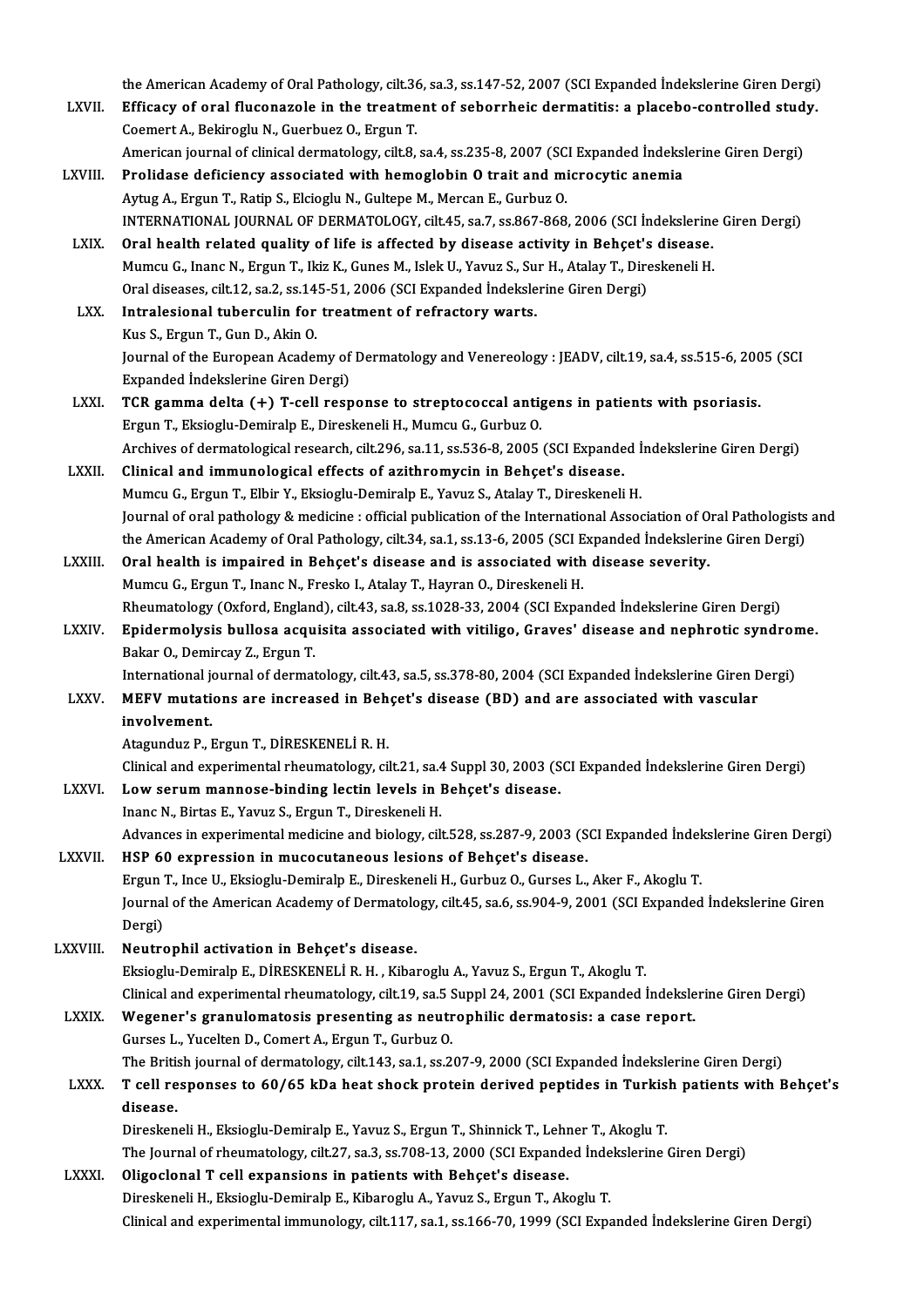the American Academy of Oral Pathology, cilt.36, sa.3, ss.147-52, 2007 (SCI Expanded İndekslerine Giren Dergi)

LXVII. **Efficacy of oral fluconazole in the treatment of seborrheic dermatitis: a placebo-controlled study.**
Coemert A., Bekiroglu N., Guerbuez O., Ergun T.
American journal of clinical dermatology, cilt.8, sa.4, ss.235-8, 2007 (SCI Expanded İndekslerine Giren Dergi)

LXVIII. **Prolidase deficiency associated with hemoglobin O trait and microcytic anemia**
Aytug A., Ergun T., Ratip S., Elcioglu N., Gultepe M., Mercan E., Gurbuz O.
INTERNATIONAL JOURNAL OF DERMATOLOGY, cilt.45, sa.7, ss.867-868, 2006 (SCI İndekslerine Giren Dergi)

LXIX. **Oral health related quality of life is affected by disease activity in Behçet's disease.**
Mumcu G., Inanc N., Ergun T., Ikiz K., Gunes M., Islek U., Yavuz S., Sur H., Atalay T., Direskeneli H.
Oral diseases, cilt.12, sa.2, ss.145-51, 2006 (SCI Expanded İndekslerine Giren Dergi)

LXX. **Intralesional tuberculin for treatment of refractory warts.**
Kus S., Ergun T., Gun D., Akin O.
Journal of the European Academy of Dermatology and Venereology : JEADV, cilt.19, sa.4, ss.515-6, 2005 (SCI Expanded İndekslerine Giren Dergi)

LXXI. **TCR gamma delta (+) T-cell response to streptococcal antigens in patients with psoriasis.**
Ergun T., Eksioglu-Demiralp E., Direskeneli H., Mumcu G., Gurbuz O.
Archives of dermatological research, cilt.296, sa.11, ss.536-8, 2005 (SCI Expanded İndekslerine Giren Dergi)

LXXII. **Clinical and immunological effects of azithromycin in Behçet's disease.**
Mumcu G., Ergun T., Elbir Y., Eksioglu-Demiralp E., Yavuz S., Atalay T., Direskeneli H.
Journal of oral pathology & medicine : official publication of the International Association of Oral Pathologists and the American Academy of Oral Pathology, cilt.34, sa.1, ss.13-6, 2005 (SCI Expanded İndekslerine Giren Dergi)

LXXIII. **Oral health is impaired in Behçet's disease and is associated with disease severity.**
Mumcu G., Ergun T., Inanc N., Fresko I., Atalay T., Hayran O., Direskeneli H.
Rheumatology (Oxford, England), cilt.43, sa.8, ss.1028-33, 2004 (SCI Expanded İndekslerine Giren Dergi)

LXXIV. **Epidermolysis bullosa acquisita associated with vitiligo, Graves' disease and nephrotic syndrome.**
Bakar O., Demircay Z., Ergun T.
International journal of dermatology, cilt.43, sa.5, ss.378-80, 2004 (SCI Expanded İndekslerine Giren Dergi)

LXXV. **MEFV mutations are increased in Behçet's disease (BD) and are associated with vascular involvement.**
Atagunduz P., Ergun T., DİRESKENELİ R. H.
Clinical and experimental rheumatology, cilt.21, sa.4 Suppl 30, 2003 (SCI Expanded İndekslerine Giren Dergi)

LXXVI. **Low serum mannose-binding lectin levels in Behçet's disease.**
Inanc N., Birtas E., Yavuz S., Ergun T., Direskeneli H.
Advances in experimental medicine and biology, cilt.528, ss.287-9, 2003 (SCI Expanded İndekslerine Giren Dergi)

LXXVII. **HSP 60 expression in mucocutaneous lesions of Behçet's disease.**
Ergun T., Ince U., Eksioglu-Demiralp E., Direskeneli H., Gurbuz O., Gurses L., Aker F., Akoglu T.
Journal of the American Academy of Dermatology, cilt.45, sa.6, ss.904-9, 2001 (SCI Expanded İndekslerine Giren Dergi)

LXXVIII. **Neutrophil activation in Behçet's disease.**
Eksioglu-Demiralp E., DİRESKENELİ R. H. , Kibaroglu A., Yavuz S., Ergun T., Akoglu T.
Clinical and experimental rheumatology, cilt.19, sa.5 Suppl 24, 2001 (SCI Expanded İndekslerine Giren Dergi)

LXXIX. **Wegener's granulomatosis presenting as neutrophilic dermatosis: a case report.**
Gurses L., Yucelten D., Comert A., Ergun T., Gurbuz O.
The British journal of dermatology, cilt.143, sa.1, ss.207-9, 2000 (SCI Expanded İndekslerine Giren Dergi)

LXXX. **T cell responses to 60/65 kDa heat shock protein derived peptides in Turkish patients with Behçet's disease.**
Direskeneli H., Eksioglu-Demiralp E., Yavuz S., Ergun T., Shinnick T., Lehner T., Akoglu T.
The Journal of rheumatology, cilt.27, sa.3, ss.708-13, 2000 (SCI Expanded İndekslerine Giren Dergi)

LXXXI. **Oligoclonal T cell expansions in patients with Behçet's disease.**
Direskeneli H., Eksioglu-Demiralp E., Kibaroglu A., Yavuz S., Ergun T., Akoglu T.
Clinical and experimental immunology, cilt.117, sa.1, ss.166-70, 1999 (SCI Expanded İndekslerine Giren Dergi)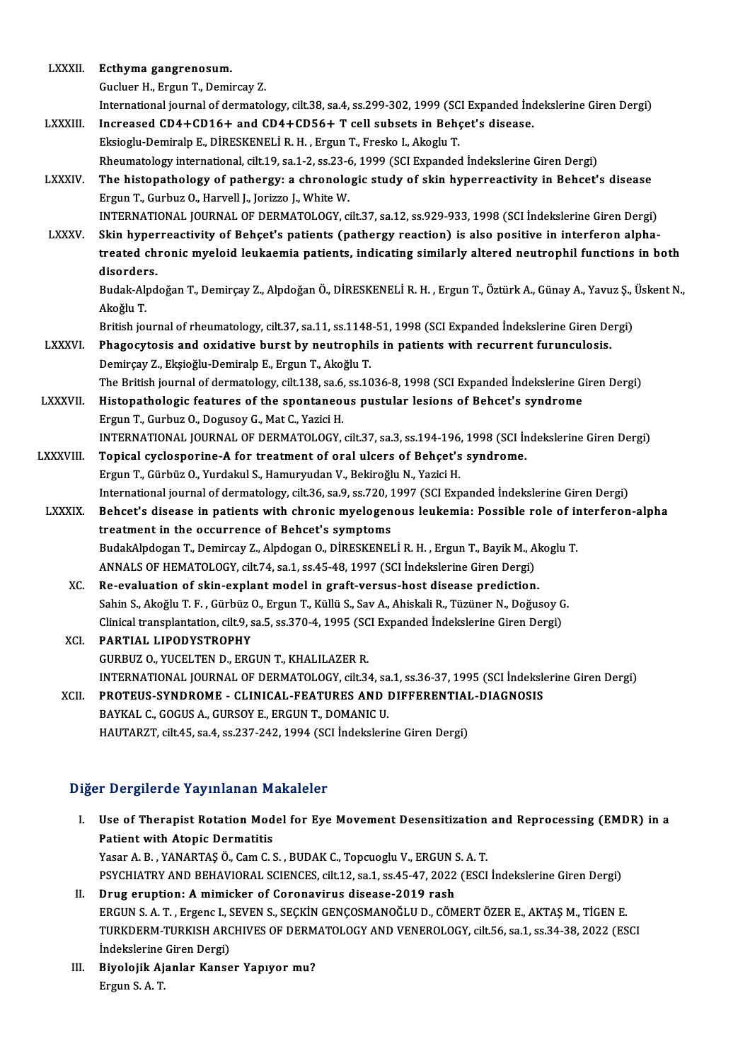LXXXII. **Ecthyma gangrenosum.**
Gucluer H., Ergun T., Demircay Z.
International journal of dermatology, cilt.38, sa.4, ss.299-302, 1999 (SCI Expanded İndekslerine Giren Dergi)

LXXXIII. **Increased CD4+CD16+ and CD4+CD56+ T cell subsets in Behçet's disease.**
Eksioglu-Demiralp E., DİRESKENELİ R. H. , Ergun T., Fresko I., Akoglu T.
Rheumatology international, cilt.19, sa.1-2, ss.23-6, 1999 (SCI Expanded İndekslerine Giren Dergi)

LXXXIV. **The histopathology of pathergy: a chronologic study of skin hyperreactivity in Behcet's disease**
Ergun T., Gurbuz O., Harvell J., Jorizzo J., White W.
INTERNATIONAL JOURNAL OF DERMATOLOGY, cilt.37, sa.12, ss.929-933, 1998 (SCI İndekslerine Giren Dergi)

LXXXV. **Skin hyperreactivity of Behçet's patients (pathergy reaction) is also positive in interferon alpha-treated chronic myeloid leukaemia patients, indicating similarly altered neutrophil functions in both disorders.**
Budak-Alpdoğan T., Demirçay Z., Alpdoğan Ö., DİRESKENELİ R. H. , Ergun T., Öztürk A., Günay A., Yavuz Ş., Üskent N., Akoğlu T.
British journal of rheumatology, cilt.37, sa.11, ss.1148-51, 1998 (SCI Expanded İndekslerine Giren Dergi)

LXXXVI. **Phagocytosis and oxidative burst by neutrophils in patients with recurrent furunculosis.**
Demirçay Z., Ekşioğlu-Demiralp E., Ergun T., Akoğlu T.
The British journal of dermatology, cilt.138, sa.6, ss.1036-8, 1998 (SCI Expanded İndekslerine Giren Dergi)

LXXXVII. **Histopathologic features of the spontaneous pustular lesions of Behcet's syndrome**
Ergun T., Gurbuz O., Dogusoy G., Mat C., Yazici H.
INTERNATIONAL JOURNAL OF DERMATOLOGY, cilt.37, sa.3, ss.194-196, 1998 (SCI İndekslerine Giren Dergi)

LXXXVIII. **Topical cyclosporine-A for treatment of oral ulcers of Behçet's syndrome.**
Ergun T., Gürbüz O., Yurdakul S., Hamuryudan V., Bekiroğlu N., Yazici H.
International journal of dermatology, cilt.36, sa.9, ss.720, 1997 (SCI Expanded İndekslerine Giren Dergi)

LXXXIX. **Behcet's disease in patients with chronic myelogenous leukemia: Possible role of interferon-alpha treatment in the occurrence of Behcet's symptoms**
BudakAlpdogan T., Demircay Z., Alpdogan O., DİRESKENELİ R. H. , Ergun T., Bayik M., Akoglu T.
ANNALS OF HEMATOLOGY, cilt.74, sa.1, ss.45-48, 1997 (SCI İndekslerine Giren Dergi)

XC. **Re-evaluation of skin-explant model in graft-versus-host disease prediction.**
Sahin S., Akoğlu T. F. , Gürbüz O., Ergun T., Küllü S., Sav A., Ahiskali R., Tüzüner N., Doğusoy G.
Clinical transplantation, cilt.9, sa.5, ss.370-4, 1995 (SCI Expanded İndekslerine Giren Dergi)

XCI. **PARTIAL LIPODYSTROPHY**
GURBUZ O., YUCELTEN D., ERGUN T., KHALILAZER R.
INTERNATIONAL JOURNAL OF DERMATOLOGY, cilt.34, sa.1, ss.36-37, 1995 (SCI İndekslerine Giren Dergi)

XCII. **PROTEUS-SYNDROME - CLINICAL-FEATURES AND DIFFERENTIAL-DIAGNOSIS**
BAYKAL C., GOGUS A., GURSOY E., ERGUN T., DOMANIC U.
HAUTARZT, cilt.45, sa.4, ss.237-242, 1994 (SCI İndekslerine Giren Dergi)

## Diğer Dergilerde Yayınlanan Makaleler

I. **Use of Therapist Rotation Model for Eye Movement Desensitization and Reprocessing (EMDR) in a Patient with Atopic Dermatitis**
Yasar A. B. , YANARTAŞ Ö., Cam C. S. , BUDAK C., Topcuoglu V., ERGUN S. A. T.
PSYCHIATRY AND BEHAVIORAL SCIENCES, cilt.12, sa.1, ss.45-47, 2022 (ESCI İndekslerine Giren Dergi)

II. **Drug eruption: A mimicker of Coronavirus disease-2019 rash**
ERGUN S. A. T. , Ergenc I., SEVEN S., SEÇKİN GENÇOSMANOĞLU D., CÖMERT ÖZER E., AKTAŞ M., TİGEN E.
TURKDERM-TURKISH ARCHIVES OF DERMATOLOGY AND VENEROLOGY, cilt.56, sa.1, ss.34-38, 2022 (ESCI İndekslerine Giren Dergi)

III. **Biyolojik Ajanlar Kanser Yapıyor mu?**
Ergun S. A. T.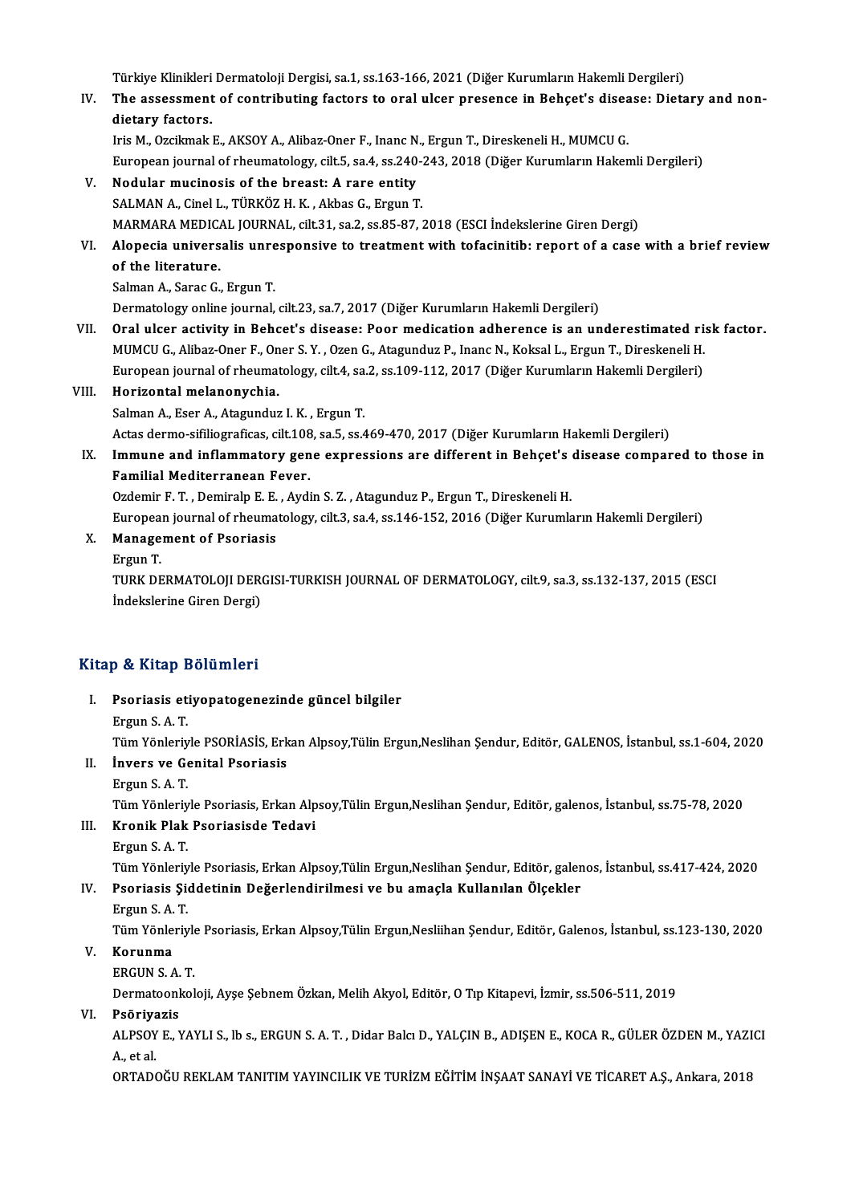Türkiye Klinikleri Dermatoloji Dergisi, sa.1, ss.163-166, 2021 (Diğer Kurumların Hakemli Dergileri)

IV. **The assessment of contributing factors to oral ulcer presence in Behçet's disease: Dietary and non-dietary factors.**
Iris M., Ozcikmak E., AKSOY A., Alibaz-Oner F., Inanc N., Ergun T., Direskeneli H., MUMCU G.
European journal of rheumatology, cilt.5, sa.4, ss.240-243, 2018 (Diğer Kurumların Hakemli Dergileri)

V. **Nodular mucinosis of the breast: A rare entity**
SALMAN A., Cinel L., TÜRKÖZ H. K. , Akbas G., Ergun T.
MARMARA MEDICAL JOURNAL, cilt.31, sa.2, ss.85-87, 2018 (ESCI İndekslerine Giren Dergi)

VI. **Alopecia universalis unresponsive to treatment with tofacinitib: report of a case with a brief review of the literature.**
Salman A., Sarac G., Ergun T.
Dermatology online journal, cilt.23, sa.7, 2017 (Diğer Kurumların Hakemli Dergileri)

VII. **Oral ulcer activity in Behcet's disease: Poor medication adherence is an underestimated risk factor.**
MUMCU G., Alibaz-Oner F., Oner S. Y. , Ozen G., Atagunduz P., Inanc N., Koksal L., Ergun T., Direskeneli H.
European journal of rheumatology, cilt.4, sa.2, ss.109-112, 2017 (Diğer Kurumların Hakemli Dergileri)

VIII. **Horizontal melanonychia.**
Salman A., Eser A., Atagunduz I. K. , Ergun T.
Actas dermo-sifiliograficas, cilt.108, sa.5, ss.469-470, 2017 (Diğer Kurumların Hakemli Dergileri)

IX. **Immune and inflammatory gene expressions are different in Behçet's disease compared to those in Familial Mediterranean Fever.**
Ozdemir F. T. , Demiralp E. E. , Aydin S. Z. , Atagunduz P., Ergun T., Direskeneli H.
European journal of rheumatology, cilt.3, sa.4, ss.146-152, 2016 (Diğer Kurumların Hakemli Dergileri)

X. **Management of Psoriasis**
Ergun T.
TURK DERMATOLOJI DERGISI-TURKISH JOURNAL OF DERMATOLOGY, cilt.9, sa.3, ss.132-137, 2015 (ESCI İndekslerine Giren Dergi)

## Kitap & Kitap Bölümleri

I. **Psoriasis etiyopatogenezinde güncel bilgiler**
Ergun S. A. T.
Tüm Yönleriyle PSORİASİS, Erkan Alpsoy,Tülin Ergun,Neslihan Şendur, Editör, GALENOS, İstanbul, ss.1-604, 2020

II. **İnvers ve Genital Psoriasis**
Ergun S. A. T.
Tüm Yönleriyle Psoriasis, Erkan Alpsoy,Tülin Ergun,Neslihan Şendur, Editör, galenos, İstanbul, ss.75-78, 2020

III. **Kronik Plak Psoriasisde Tedavi**
Ergun S. A. T.
Tüm Yönleriyle Psoriasis, Erkan Alpsoy,Tülin Ergun,Neslihan Şendur, Editör, galenos, İstanbul, ss.417-424, 2020

IV. **Psoriasis Şiddetinin Değerlendirilmesi ve bu amaçla Kullanılan Ölçekler**
Ergun S. A. T.
Tüm Yönleriyle Psoriasis, Erkan Alpsoy,Tülin Ergun,Nesliihan Şendur, Editör, Galenos, İstanbul, ss.123-130, 2020

V. **Korunma**
ERGUN S. A. T.
Dermatoonkoloji, Ayşe Şebnem Özkan, Melih Akyol, Editör, O Tıp Kitapevi, İzmir, ss.506-511, 2019

VI. **Psöriyazis**
ALPSOY E., YAYLI S., lb s., ERGUN S. A. T. , Didar Balcı D., YALÇIN B., ADIŞEN E., KOCA R., GÜLER ÖZDEN M., YAZICI A., et al.
ORTADOĞU REKLAM TANITIM YAYINCILIK VE TURİZM EĞİTİM İNŞAAT SANAYİ VE TİCARET A.Ş., Ankara, 2018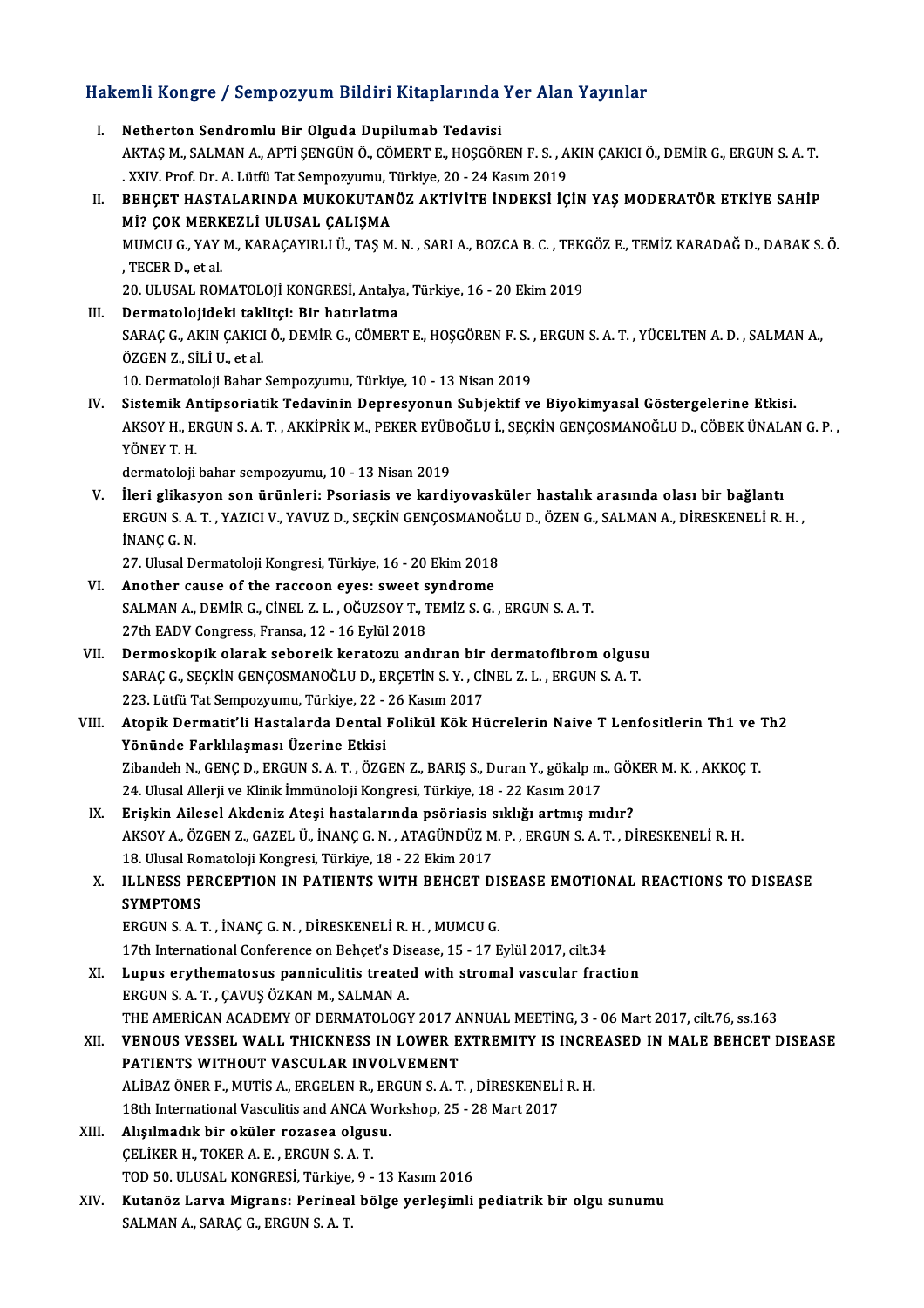## Hakemli Kongre / Sempozyum Bildiri Kitaplarında Yer Alan Yayınlar

I. **Netherton Sendromlu Bir Olguda Dupilumab Tedavisi**
AKTAŞ M., SALMAN A., APTİ ŞENGÜN Ö., CÖMERT E., HOŞGÖREN F. S. , AKIN ÇAKICI Ö., DEMİR G., ERGUN S. A. T.
. XXIV. Prof. Dr. A. Lütfü Tat Sempozyumu, Türkiye, 20 - 24 Kasım 2019

II. **BEHÇET HASTALARINDA MUKOKUTANÖZ AKTİVİTE İNDEKSİ İÇİN YAŞ MODERATÖR ETKİYE SAHİP Mİ? ÇOK MERKEZLİ ULUSAL ÇALIŞMA**
MUMCU G., YAY M., KARAÇAYIRLI Ü., TAŞ M. N. , SARI A., BOZCA B. C. , TEKGÖZ E., TEMİZ KARADAĞ D., DABAK S. Ö. , TECER D., et al.
20. ULUSAL ROMATOLOJİ KONGRESİ, Antalya, Türkiye, 16 - 20 Ekim 2019

III. **Dermatolojideki taklitçi: Bir hatırlatma**
SARAÇ G., AKIN ÇAKICI Ö., DEMİR G., CÖMERT E., HOŞGÖREN F. S. , ERGUN S. A. T. , YÜCELTEN A. D. , SALMAN A., ÖZGEN Z., SİLİ U., et al.
10. Dermatoloji Bahar Sempozyumu, Türkiye, 10 - 13 Nisan 2019

IV. **Sistemik Antipsoriatik Tedavinin Depresyonun Subjektif ve Biyokimyasal Göstergelerine Etkisi.**
AKSOY H., ERGUN S. A. T. , AKKİPRİK M., PEKER EYÜBOĞLU İ., SEÇKİN GENÇOSMANOĞLU D., CÖBEK ÜNALAN G. P. , YÖNEY T. H.
dermatoloji bahar sempozyumu, 10 - 13 Nisan 2019

V. **İleri glikasyon son ürünleri: Psoriasis ve kardiyovasküler hastalık arasında olası bir bağlantı**
ERGUN S. A. T. , YAZICI V., YAVUZ D., SEÇKİN GENÇOSMANOĞLU D., ÖZEN G., SALMAN A., DİRESKENELİ R. H. , İNANÇ G. N.
27. Ulusal Dermatoloji Kongresi, Türkiye, 16 - 20 Ekim 2018

VI. **Another cause of the raccoon eyes: sweet syndrome**
SALMAN A., DEMİR G., CİNEL Z. L. , OĞUZSOY T., TEMİZ S. G. , ERGUN S. A. T.
27th EADV Congress, Fransa, 12 - 16 Eylül 2018

VII. **Dermoskopik olarak seboreik keratozu andıran bir dermatofibrom olgusu**
SARAÇ G., SEÇKİN GENÇOSMANOĞLU D., ERÇETİN S. Y. , CİNEL Z. L. , ERGUN S. A. T.
223. Lütfü Tat Sempozyumu, Türkiye, 22 - 26 Kasım 2017

VIII. **Atopik Dermatit'li Hastalarda Dental Folikül Kök Hücrelerin Naive T Lenfositlerin Th1 ve Th2 Yönünde Farklılaşması Üzerine Etkisi**
Zibandeh N., GENÇ D., ERGUN S. A. T. , ÖZGEN Z., BARIŞ S., Duran Y., gökalp m., GÖKER M. K. , AKKOÇ T.
24. Ulusal Allerji ve Klinik İmmünoloji Kongresi, Türkiye, 18 - 22 Kasım 2017

IX. **Erişkin Ailesel Akdeniz Ateşi hastalarında psöriasis sıklığı artmış mıdır?**
AKSOY A., ÖZGEN Z., GAZEL Ü., İNANÇ G. N. , ATAGÜNDÜZ M. P. , ERGUN S. A. T. , DİRESKENELİ R. H.
18. Ulusal Romatoloji Kongresi, Türkiye, 18 - 22 Ekim 2017

X. **ILLNESS PERCEPTION IN PATIENTS WITH BEHCET DISEASE EMOTIONAL REACTIONS TO DISEASE SYMPTOMS**
ERGUN S. A. T. , İNANÇ G. N. , DİRESKENELİ R. H. , MUMCU G.
17th International Conference on Behçet's Disease, 15 - 17 Eylül 2017, cilt.34

XI. **Lupus erythematosus panniculitis treated with stromal vascular fraction**
ERGUN S. A. T. , ÇAVUŞ ÖZKAN M., SALMAN A.
THE AMERİCAN ACADEMY OF DERMATOLOGY 2017 ANNUAL MEETİNG, 3 - 06 Mart 2017, cilt.76, ss.163

XII. **VENOUS VESSEL WALL THICKNESS IN LOWER EXTREMITY IS INCREASED IN MALE BEHCET DISEASE PATIENTS WITHOUT VASCULAR INVOLVEMENT**
ALİBAZ ÖNER F., MUTİS A., ERGELEN R., ERGUN S. A. T. , DİRESKENELİ R. H.
18th International Vasculitis and ANCA Workshop, 25 - 28 Mart 2017

XIII. **Alışılmadık bir oküler rozasea olgusu.**
ÇELİKER H., TOKER A. E. , ERGUN S. A. T.
TOD 50. ULUSAL KONGRESİ, Türkiye, 9 - 13 Kasım 2016

XIV. **Kutanöz Larva Migrans: Perineal bölge yerleşimli pediatrik bir olgu sunumu**
SALMAN A., SARAÇ G., ERGUN S. A. T.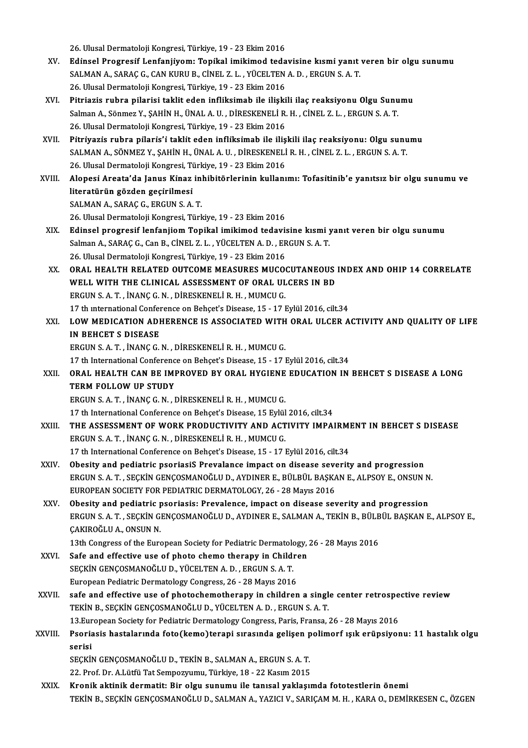26. Ulusal Dermatoloji Kongresi, Türkiye, 19 - 23 Ekim 2016

XV. **Edinsel Progresif Lenfanjiyom: Topikal imikimod tedavisine kısmi yanıt veren bir olgu sunumu**
SALMAN A., SARAÇ G., CAN KURU B., CİNEL Z. L. , YÜCELTEN A. D. , ERGUN S. A. T.
26. Ulusal Dermatoloji Kongresi, Türkiye, 19 - 23 Ekim 2016

XVI. **Pitriazis rubra pilarisi taklit eden infliksimab ile ilişkili ilaç reaksiyonu Olgu Sunumu**
Salman A., Sönmez Y., ŞAHİN H., ÜNAL A. U. , DİRESKENELİ R. H. , CİNEL Z. L. , ERGUN S. A. T.
26. Ulusal Dermatoloji Kongresi, Türkiye, 19 - 23 Ekim 2016

XVII. **Pitriyazis rubra pilaris'i taklit eden infliksimab ile ilişkili ilaç reaksiyonu: Olgu sunumu**
SALMAN A., SÖNMEZ Y., ŞAHİN H., ÜNAL A. U. , DİRESKENELİ R. H. , CİNEL Z. L. , ERGUN S. A. T.
26. Ulusal Dermatoloji Kongresi, Türkiye, 19 - 23 Ekim 2016

XVIII. **Alopesi Areata'da Janus Kinaz inhibitörlerinin kullanımı: Tofasitinib'e yanıtsız bir olgu sunumu ve literatürün gözden geçirilmesi**
SALMAN A., SARAÇ G., ERGUN S. A. T.
26. Ulusal Dermatoloji Kongresi, Türkiye, 19 - 23 Ekim 2016

XIX. **Edinsel progresif lenfanjiom Topikal imikimod tedavisine kısmi yanıt veren bir olgu sunumu**
Salman A., SARAÇ G., Can B., CİNEL Z. L. , YÜCELTEN A. D. , ERGUN S. A. T.
26. Ulusal Dermatoloji Kongresi, Türkiye, 19 - 23 Ekim 2016

XX. **ORAL HEALTH RELATED OUTCOME MEASURES MUCOCUTANEOUS INDEX AND OHIP 14 CORRELATE WELL WITH THE CLINICAL ASSESSMENT OF ORAL ULCERS IN BD**
ERGUN S. A. T. , İNANÇ G. N. , DİRESKENELİ R. H. , MUMCU G.
17 th ınternational Conference on Behçet's Disease, 15 - 17 Eylül 2016, cilt.34

XXI. **LOW MEDICATION ADHERENCE IS ASSOCIATED WITH ORAL ULCER ACTIVITY AND QUALITY OF LIFE IN BEHCET S DISEASE**
ERGUN S. A. T. , İNANÇ G. N. , DİRESKENELİ R. H. , MUMCU G.
17 th International Conference on Behçet's Disease, 15 - 17 Eylül 2016, cilt.34

XXII. **ORAL HEALTH CAN BE IMPROVED BY ORAL HYGIENE EDUCATION IN BEHCET S DISEASE A LONG TERM FOLLOW UP STUDY**
ERGUN S. A. T. , İNANÇ G. N. , DİRESKENELİ R. H. , MUMCU G.
17 th International Conference on Behçet's Disease, 15 Eylül 2016, cilt.34

XXIII. **THE ASSESSMENT OF WORK PRODUCTIVITY AND ACTIVITY IMPAIRMENT IN BEHCET S DISEASE**
ERGUN S. A. T. , İNANÇ G. N. , DİRESKENELİ R. H. , MUMCU G.
17 th International Conference on Behçet's Disease, 15 - 17 Eylül 2016, cilt.34

XXIV. **Obesity and pediatric psoriasiS Prevalance impact on disease severity and progression**
ERGUN S. A. T. , SEÇKİN GENÇOSMANOĞLU D., AYDINER E., BÜLBÜL BAŞKAN E., ALPSOY E., ONSUN N.
EUROPEAN SOCIETY FOR PEDIATRIC DERMATOLOGY, 26 - 28 Mayıs 2016

XXV. **Obesity and pediatric psoriasis: Prevalence, impact on disease severity and progression**
ERGUN S. A. T. , SEÇKİN GENÇOSMANOĞLU D., AYDINER E., SALMAN A., TEKİN B., BÜLBÜL BAŞKAN E., ALPSOY E., ÇAKIROĞLU A., ONSUN N.
13th Congress of the European Society for Pediatric Dermatology, 26 - 28 Mayıs 2016

XXVI. **Safe and effective use of photo chemo therapy in Children**
SEÇKİN GENÇOSMANOĞLU D., YÜCELTEN A. D. , ERGUN S. A. T.
European Pediatric Dermatology Congress, 26 - 28 Mayıs 2016

XXVII. **safe and effective use of photochemotherapy in children a single center retrospective review**
TEKİN B., SEÇKİN GENÇOSMANOĞLU D., YÜCELTEN A. D. , ERGUN S. A. T.
13.European Society for Pediatric Dermatology Congress, Paris, Fransa, 26 - 28 Mayıs 2016

XXVIII. **Psoriasis hastalarında foto(kemo)terapi sırasında gelişen polimorf ışık erüpsiyonu: 11 hastalık olgu serisi**
SEÇKİN GENÇOSMANOĞLU D., TEKİN B., SALMAN A., ERGUN S. A. T.
22. Prof. Dr. A.Lütfü Tat Sempozyumu, Türkiye, 18 - 22 Kasım 2015

XXIX. **Kronik aktinik dermatit: Bir olgu sunumu ile tanısal yaklaşımda fototestlerin önemi**
TEKİN B., SEÇKİN GENÇOSMANOĞLU D., SALMAN A., YAZICI V., SARIÇAM M. H. , KARA O., DEMİRKESEN C., ÖZGEN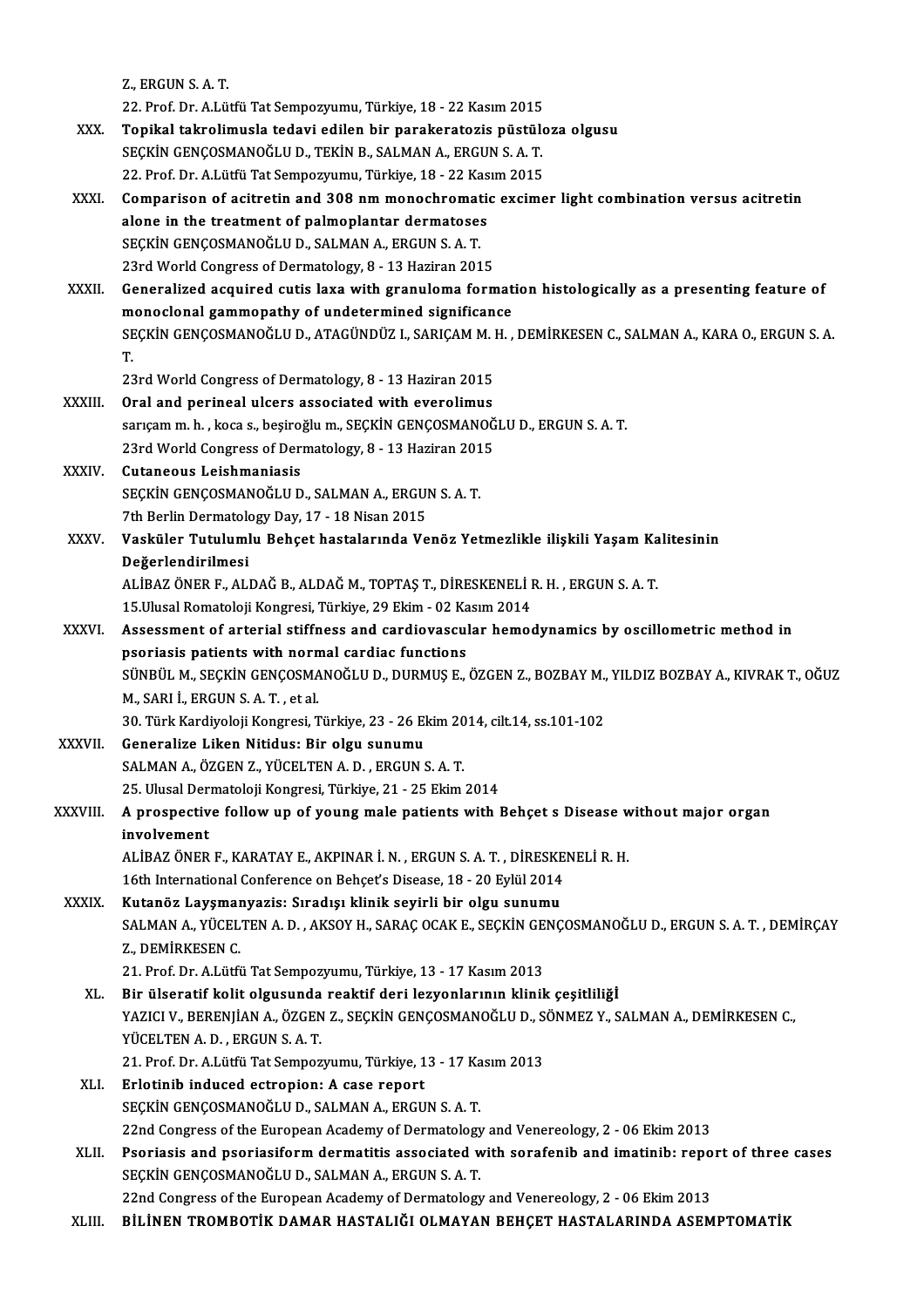Z., ERGUN S. A. T.
22. Prof. Dr. A.Lütfü Tat Sempozyumu, Türkiye, 18 - 22 Kasım 2015

XXX. **Topikal takrolimusla tedavi edilen bir parakeratozis püstüloza olgusu**
SEÇKİN GENÇOSMANOĞLU D., TEKİN B., SALMAN A., ERGUN S. A. T.
22. Prof. Dr. A.Lütfü Tat Sempozyumu, Türkiye, 18 - 22 Kasım 2015

XXXI. **Comparison of acitretin and 308 nm monochromatic excimer light combination versus acitretin alone in the treatment of palmoplantar dermatoses**
SEÇKİN GENÇOSMANOĞLU D., SALMAN A., ERGUN S. A. T.
23rd World Congress of Dermatology, 8 - 13 Haziran 2015

XXXII. **Generalized acquired cutis laxa with granuloma formation histologically as a presenting feature of monoclonal gammopathy of undetermined significance**
SEÇKİN GENÇOSMANOĞLU D., ATAGÜNDÜZ I., SARIÇAM M. H. , DEMİRKESEN C., SALMAN A., KARA O., ERGUN S. A. T.
23rd World Congress of Dermatology, 8 - 13 Haziran 2015

XXXIII. **Oral and perineal ulcers associated with everolimus**
sarıçam m. h. , koca s., beşiroğlu m., SEÇKİN GENÇOSMANOĞLU D., ERGUN S. A. T.
23rd World Congress of Dermatology, 8 - 13 Haziran 2015

XXXIV. **Cutaneous Leishmaniasis**
SEÇKİN GENÇOSMANOĞLU D., SALMAN A., ERGUN S. A. T.
7th Berlin Dermatology Day, 17 - 18 Nisan 2015

XXXV. **Vasküler Tutulumlu Behçet hastalarında Venöz Yetmezlikle ilişkili Yaşam Kalitesinin Değerlendirilmesi**
ALİBAZ ÖNER F., ALDAĞ B., ALDAĞ M., TOPTAŞ T., DİRESKENELİ R. H. , ERGUN S. A. T.
15.Ulusal Romatoloji Kongresi, Türkiye, 29 Ekim - 02 Kasım 2014

XXXVI. **Assessment of arterial stiffness and cardiovascular hemodynamics by oscillometric method in psoriasis patients with normal cardiac functions**
SÜNBÜL M., SEÇKİN GENÇOSMANOĞLU D., DURMUŞ E., ÖZGEN Z., BOZBAY M., YILDIZ BOZBAY A., KIVRAK T., OĞUZ M., SARI İ., ERGUN S. A. T. , et al.
30. Türk Kardiyoloji Kongresi, Türkiye, 23 - 26 Ekim 2014, cilt.14, ss.101-102

XXXVII. **Generalize Liken Nitidus: Bir olgu sunumu**
SALMAN A., ÖZGEN Z., YÜCELTEN A. D. , ERGUN S. A. T.
25. Ulusal Dermatoloji Kongresi, Türkiye, 21 - 25 Ekim 2014

XXXVIII. **A prospective follow up of young male patients with Behçet s Disease without major organ involvement**
ALİBAZ ÖNER F., KARATAY E., AKPINAR İ. N. , ERGUN S. A. T. , DİRESKENELİ R. H.
16th International Conference on Behçet's Disease, 18 - 20 Eylül 2014

XXXIX. **Kutanöz Layşmanyazis: Sıradışı klinik seyirli bir olgu sunumu**
SALMAN A., YÜCELTEN A. D. , AKSOY H., SARAÇ OCAK E., SEÇKİN GENÇOSMANOĞLU D., ERGUN S. A. T. , DEMİRÇAY Z., DEMİRKESEN C.
21. Prof. Dr. A.Lütfü Tat Sempozyumu, Türkiye, 13 - 17 Kasım 2013

XL. **Bir ülseratif kolit olgusunda reaktif deri lezyonlarının klinik çeşitliliği**
YAZICI V., BERENJİAN A., ÖZGEN Z., SEÇKİN GENÇOSMANOĞLU D., SÖNMEZ Y., SALMAN A., DEMİRKESEN C., YÜCELTEN A. D. , ERGUN S. A. T.
21. Prof. Dr. A.Lütfü Tat Sempozyumu, Türkiye, 13 - 17 Kasım 2013

XLI. **Erlotinib induced ectropion: A case report**
SEÇKİN GENÇOSMANOĞLU D., SALMAN A., ERGUN S. A. T.
22nd Congress of the European Academy of Dermatology and Venereology, 2 - 06 Ekim 2013

XLII. **Psoriasis and psoriasiform dermatitis associated with sorafenib and imatinib: report of three cases**
SEÇKİN GENÇOSMANOĞLU D., SALMAN A., ERGUN S. A. T.
22nd Congress of the European Academy of Dermatology and Venereology, 2 - 06 Ekim 2013

XLIII. **BİLİNEN TROMBOTİK DAMAR HASTALIĞI OLMAYAN BEHÇET HASTALARINDA ASEMPTOMATİK**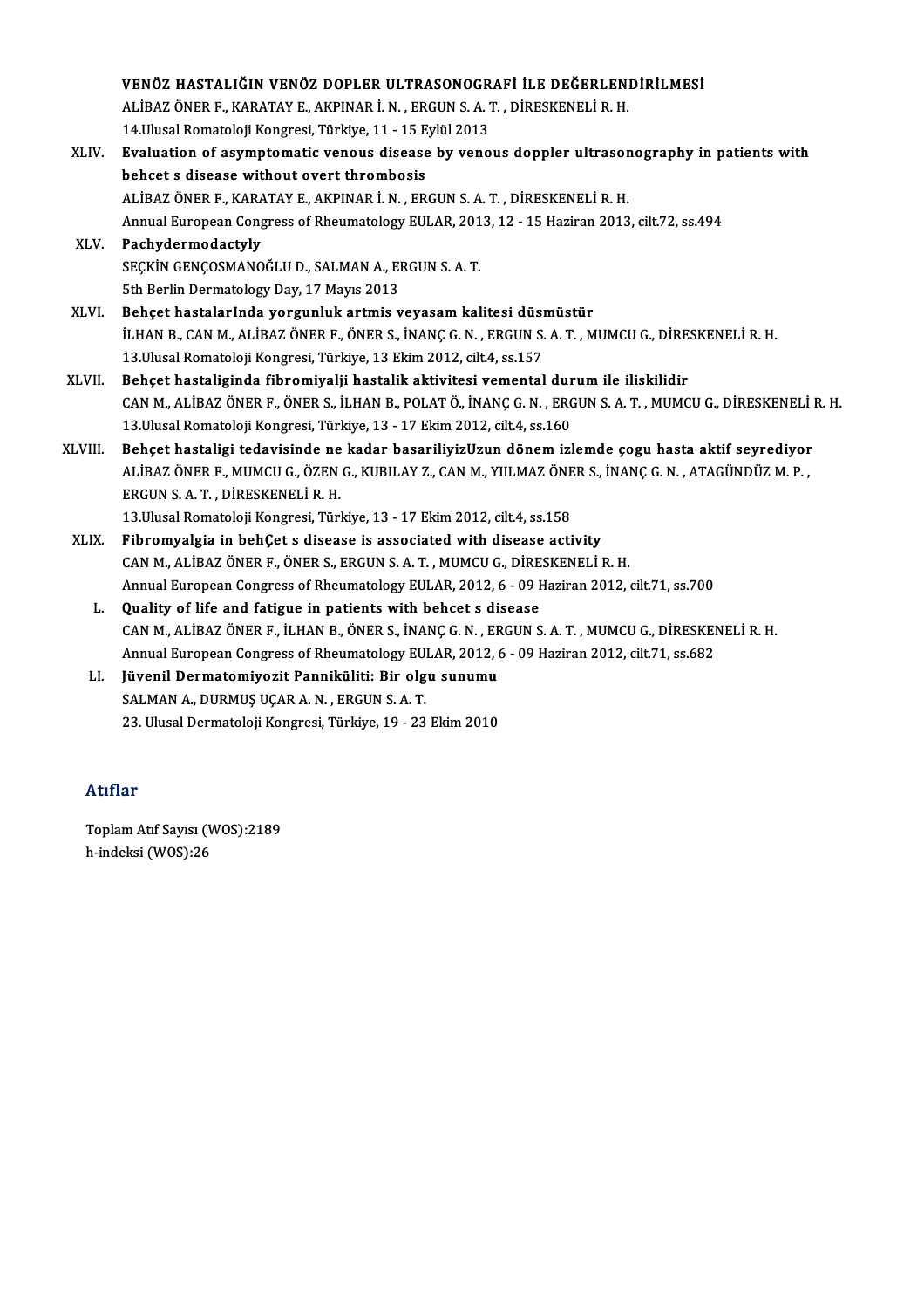VENÖZ HASTALIĞIN VENÖZ DOPLER ULTRASONOGRAFİ İLE DEĞERLENDİRİLMESİ
ALİBAZ ÖNER F., KARATAY E., AKPINAR İ. N. , ERGUN S. A. T. , DİRESKENELİ R. H.
14.Ulusal Romatoloji Kongresi, Türkiye, 11 - 15 Eylül 2013

XLIV. **Evaluation of asymptomatic venous disease by venous doppler ultrasonography in patients with behcet s disease without overt thrombosis**
ALİBAZ ÖNER F., KARATAY E., AKPINAR İ. N. , ERGUN S. A. T. , DİRESKENELİ R. H.
Annual European Congress of Rheumatology EULAR, 2013, 12 - 15 Haziran 2013, cilt.72, ss.494

XLV. **Pachydermodactyly**
SEÇKİN GENÇOSMANOĞLU D., SALMAN A., ERGUN S. A. T.
5th Berlin Dermatology Day, 17 Mayıs 2013

XLVI. **Behçet hastalarInda yorgunluk artmis veyasam kalitesi düsmüstür**
İLHAN B., CAN M., ALİBAZ ÖNER F., ÖNER S., İNANÇ G. N. , ERGUN S. A. T. , MUMCU G., DİRESKENELİ R. H.
13.Ulusal Romatoloji Kongresi, Türkiye, 13 Ekim 2012, cilt.4, ss.157

XLVII. **Behçet hastaliginda fibromiyalji hastalik aktivitesi vemental durum ile iliskilidir**
CAN M., ALİBAZ ÖNER F., ÖNER S., İLHAN B., POLAT Ö., İNANÇ G. N. , ERGUN S. A. T. , MUMCU G., DİRESKENELİ R. H.
13.Ulusal Romatoloji Kongresi, Türkiye, 13 - 17 Ekim 2012, cilt.4, ss.160

XLVIII. **Behçet hastaligi tedavisinde ne kadar basariliyizUzun dönem izlemde çogu hasta aktif seyrediyor**
ALİBAZ ÖNER F., MUMCU G., ÖZEN G., KUBILAY Z., CAN M., YIILMAZ ÖNER S., İNANÇ G. N. , ATAGÜNDÜZ M. P. , ERGUN S. A. T. , DİRESKENELİ R. H.
13.Ulusal Romatoloji Kongresi, Türkiye, 13 - 17 Ekim 2012, cilt.4, ss.158

XLIX. **Fibromyalgia in behÇet s disease is associated with disease activity**
CAN M., ALİBAZ ÖNER F., ÖNER S., ERGUN S. A. T. , MUMCU G., DİRESKENELİ R. H.
Annual European Congress of Rheumatology EULAR, 2012, 6 - 09 Haziran 2012, cilt.71, ss.700

L. **Quality of life and fatigue in patients with behcet s disease**
CAN M., ALİBAZ ÖNER F., İLHAN B., ÖNER S., İNANÇ G. N. , ERGUN S. A. T. , MUMCU G., DİRESKENELİ R. H.
Annual European Congress of Rheumatology EULAR, 2012, 6 - 09 Haziran 2012, cilt.71, ss.682

LI. **Jüvenil Dermatomiyozit Panniküliti: Bir olgu sunumu**
SALMAN A., DURMUŞ UÇAR A. N. , ERGUN S. A. T.
23. Ulusal Dermatoloji Kongresi, Türkiye, 19 - 23 Ekim 2010

## Atıflar

Toplam Atıf Sayısı (WOS):2189
h-indeksi (WOS):26